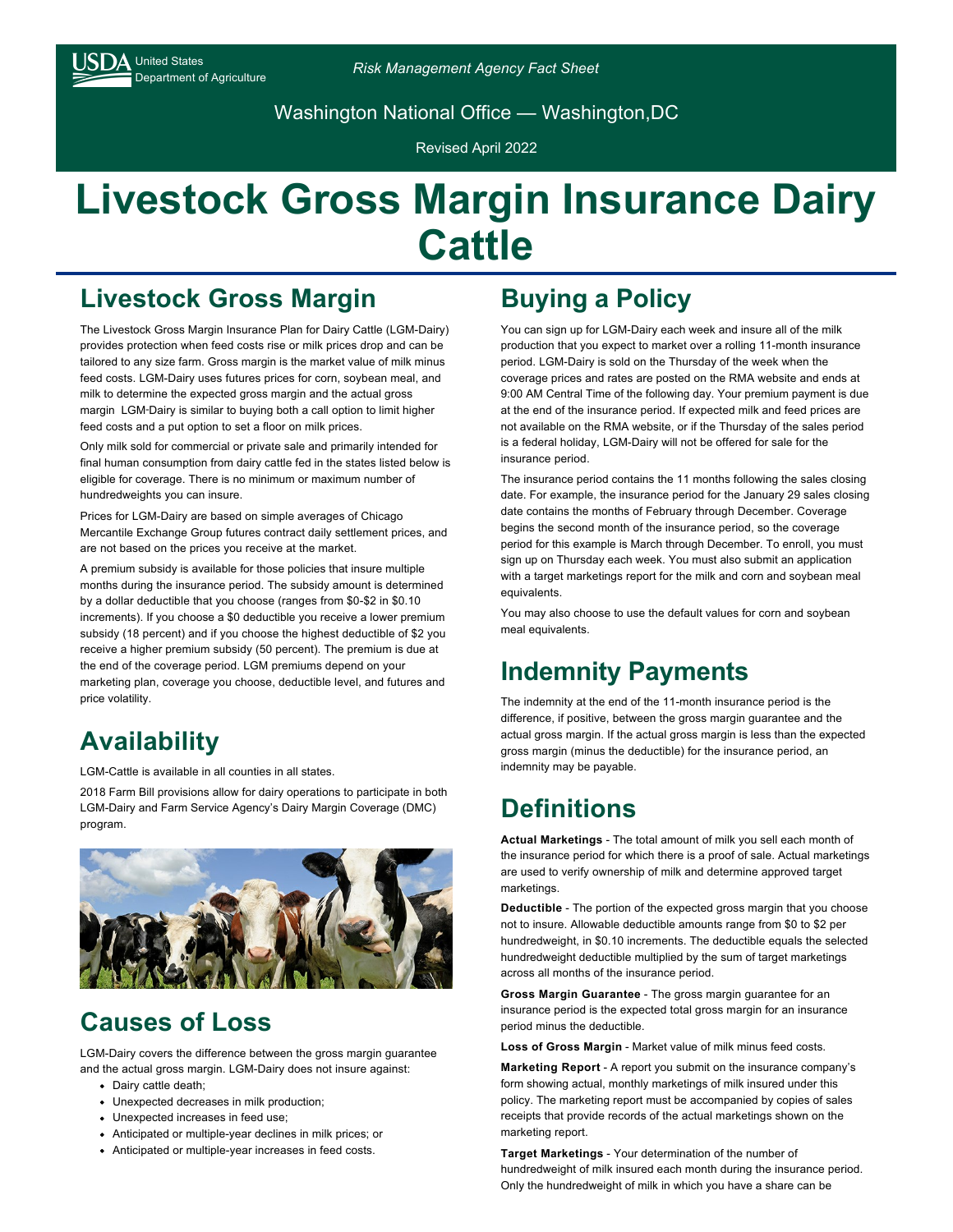USDA United States Department of Agriculture

*Risk Management Agency Fact Sheet*

Washington National Office — Washington,DC

Revised April 2022

# Livestock Gross Margin Insurance Dairy Cattle

## Livestock Gross Margin

The Livestock Gross Margin Insurance Plan for Dairy Cattle (LGM-Dairy) provides protection when feed costs rise or milk prices drop and can be tailored to any size farm. Gross margin is the market value of milk minus feed costs. LGM-Dairy uses futures prices for corn, soybean meal, and milk to determine the expected gross margin and the actual gross margin  LGM-Dairy is similar to buying both a call option to limit higher feed costs and a put option to set a floor on milk prices.

Only milk sold for commercial or private sale and primarily intended for final human consumption from dairy cattle fed in the states listed below is eligible for coverage. There is no minimum or maximum number of hundredweights you can insure.

Prices for LGM-Dairy are based on simple averages of Chicago Mercantile Exchange Group futures contract daily settlement prices, and are not based on the prices you receive at the market.

A premium subsidy is available for those policies that insure multiple months during the insurance period. The subsidy amount is determined by a dollar deductible that you choose (ranges from $0-$2 in $0.10 increments). If you choose a $0 deductible you receive a lower premium subsidy (18 percent) and if you choose the highest deductible of $2 you receive a higher premium subsidy (50 percent). The premium is due at the end of the coverage period. LGM premiums depend on your marketing plan, coverage you choose, deductible level, and futures and price volatility.

## Availability

LGM-Cattle is available in all counties in all states.

2018 Farm Bill provisions allow for dairy operations to participate in both LGM-Dairy and Farm Service Agency's Dairy Margin Coverage (DMC) program.

## Causes of Loss

LGM-Dairy covers the difference between the gross margin guarantee and the actual gross margin. LGM-Dairy does not insure against:

- Dairy cattle death;
- Unexpected decreases in milk production;
- Unexpected increases in feed use;
- Anticipated or multiple-year declines in milk prices; or
- Anticipated or multiple-year increases in feed costs.

## Buying a Policy

You can sign up for LGM-Dairy each week and insure all of the milk production that you expect to market over a rolling 11-month insurance period. LGM-Dairy is sold on the Thursday of the week when the coverage prices and rates are posted on the RMA website and ends at 9:00 AM Central Time of the following day. Your premium payment is due at the end of the insurance period. If expected milk and feed prices are not available on the RMA website, or if the Thursday of the sales period is a federal holiday, LGM-Dairy will not be offered for sale for the insurance period.

The insurance period contains the 11 months following the sales closing date. For example, the insurance period for the January 29 sales closing date contains the months of February through December. Coverage begins the second month of the insurance period, so the coverage period for this example is March through December. To enroll, you must sign up on Thursday each week. You must also submit an application with a target marketings report for the milk and corn and soybean meal equivalents.

You may also choose to use the default values for corn and soybean meal equivalents.

## Indemnity Payments

The indemnity at the end of the 11-month insurance period is the difference, if positive, between the gross margin guarantee and the actual gross margin. If the actual gross margin is less than the expected gross margin (minus the deductible) for the insurance period, an indemnity may be payable.

## Definitions

**Actual Marketings** - The total amount of milk you sell each month of the insurance period for which there is a proof of sale. Actual marketings are used to verify ownership of milk and determine approved target marketings.

**Deductible** - The portion of the expected gross margin that you choose not to insure. Allowable deductible amounts range from $0 to $2 per hundredweight, in $0.10 increments. The deductible equals the selected hundredweight deductible multiplied by the sum of target marketings across all months of the insurance period.

**Gross Margin Guarantee** - The gross margin guarantee for an insurance period is the expected total gross margin for an insurance period minus the deductible.

**Loss of Gross Margin** - Market value of milk minus feed costs.

**Marketing Report** - A report you submit on the insurance company's form showing actual, monthly marketings of milk insured under this policy. The marketing report must be accompanied by copies of sales receipts that provide records of the actual marketings shown on the marketing report.

**Target Marketings** - Your determination of the number of hundredweight of milk insured each month during the insurance period. Only the hundredweight of milk in which you have a share can be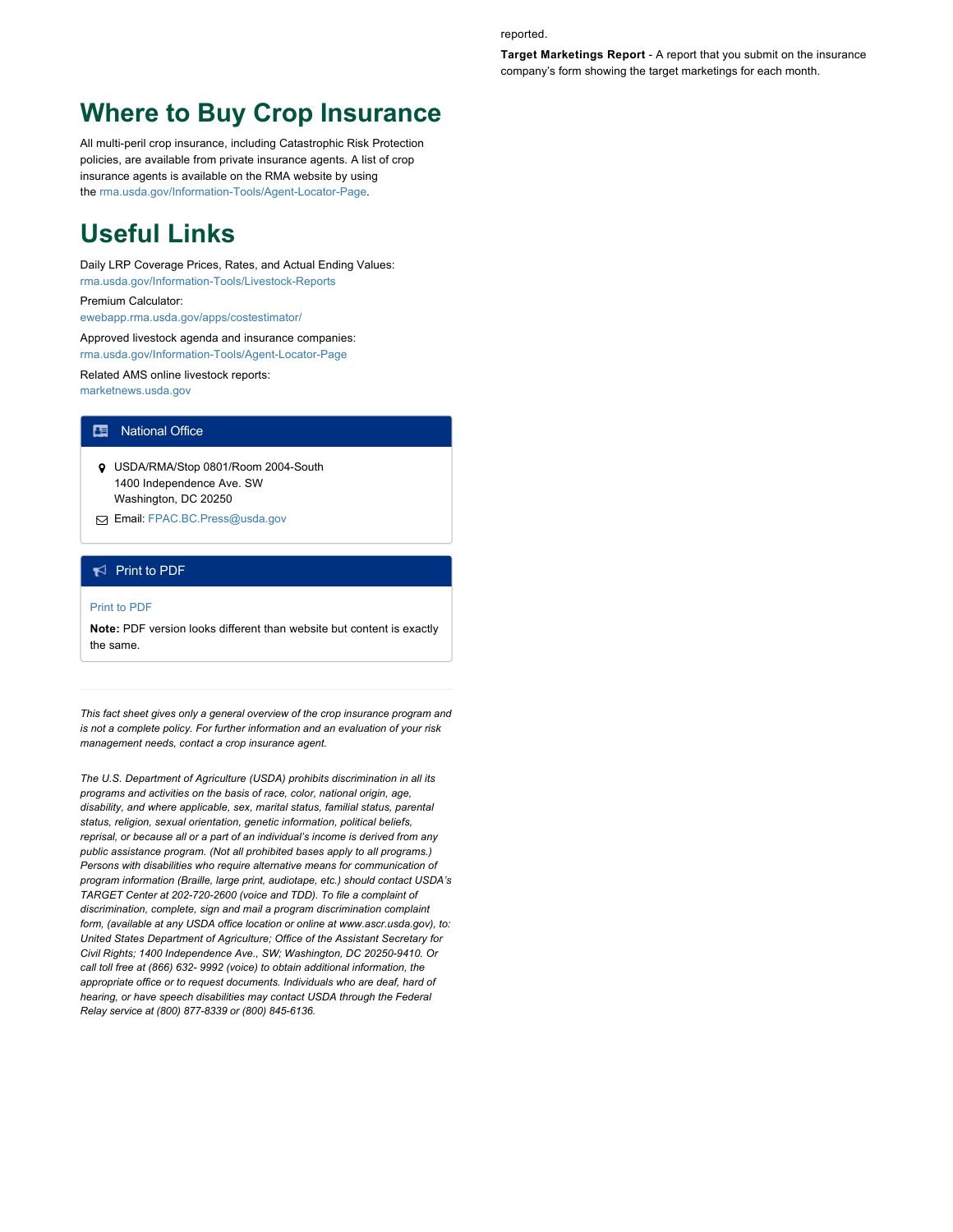reported.

**Target Marketings Report** - A report that you submit on the insurance company's form showing the target marketings for each month.

# Where to Buy Crop Insurance

All multi-peril crop insurance, including Catastrophic Risk Protection policies, are available from private insurance agents. A list of crop insurance agents is available on the RMA website by using the rma.usda.gov/Information-Tools/Agent-Locator-Page.

# Useful Links

Daily LRP Coverage Prices, Rates, and Actual Ending Values:
rma.usda.gov/Information-Tools/Livestock-Reports

Premium Calculator:
ewebapp.rma.usda.gov/apps/costestimator/

Approved livestock agenda and insurance companies:
rma.usda.gov/Information-Tools/Agent-Locator-Page

Related AMS online livestock reports:
marketnews.usda.gov

## National Office

USDA/RMA/Stop 0801/Room 2004-South
1400 Independence Ave. SW
Washington, DC 20250

Email: FPAC.BC.Press@usda.gov

## Print to PDF

Print to PDF

**Note:** PDF version looks different than website but content is exactly the same.

*This fact sheet gives only a general overview of the crop insurance program and is not a complete policy. For further information and an evaluation of your risk management needs, contact a crop insurance agent.*

*The U.S. Department of Agriculture (USDA) prohibits discrimination in all its programs and activities on the basis of race, color, national origin, age, disability, and where applicable, sex, marital status, familial status, parental status, religion, sexual orientation, genetic information, political beliefs, reprisal, or because all or a part of an individual's income is derived from any public assistance program. (Not all prohibited bases apply to all programs.) Persons with disabilities who require alternative means for communication of program information (Braille, large print, audiotape, etc.) should contact USDA's TARGET Center at 202-720-2600 (voice and TDD). To file a complaint of discrimination, complete, sign and mail a program discrimination complaint form, (available at any USDA office location or online at www.ascr.usda.gov), to: United States Department of Agriculture; Office of the Assistant Secretary for Civil Rights; 1400 Independence Ave., SW; Washington, DC 20250-9410. Or call toll free at (866) 632- 9992 (voice) to obtain additional information, the appropriate office or to request documents. Individuals who are deaf, hard of hearing, or have speech disabilities may contact USDA through the Federal Relay service at (800) 877-8339 or (800) 845-6136.*